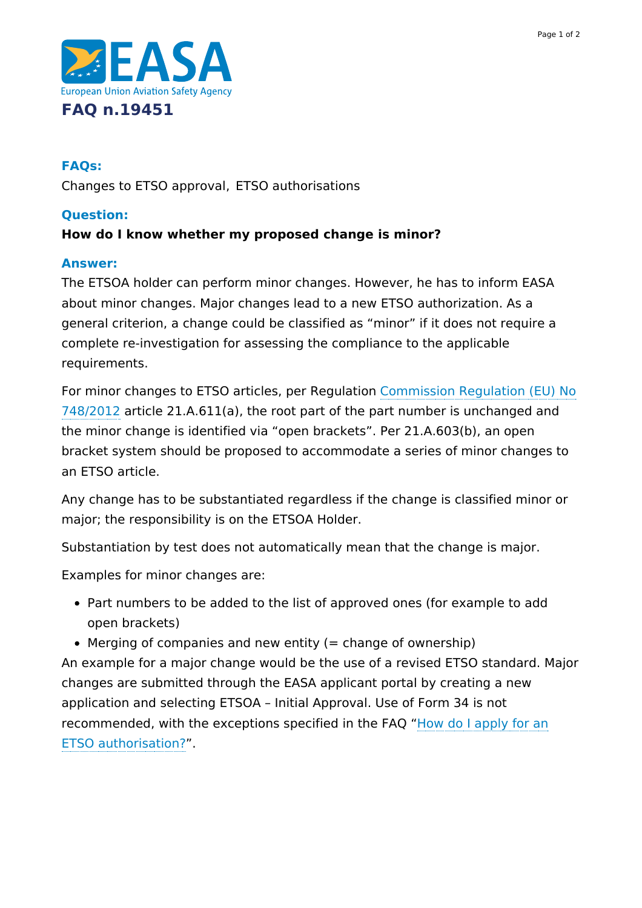European Union Aviation Safety Agency

# FAQ n.19451

## FAQs:

Changes to ETSO approval, ETSO authorisations

## Question:

**How do I know whether my proposed change is minor?**

## Answer:

The ETSOA holder can perform minor changes. However, he has to inform EASA about minor changes. Major changes lead to a new ETSO authorization. As a general criterion, a change could be classified as "minor" if it does not require a complete re-investigation for assessing the compliance to the applicable requirements.

For minor changes to ETSO articles, per Regulation Commission Regulation (EU) No 748/2012 article 21.A.611(a), the root part of the part number is unchanged and the minor change is identified via "open brackets". Per 21.A.603(b), an open bracket system should be proposed to accommodate a series of minor changes to an ETSO article.

Any change has to be substantiated regardless if the change is classified minor or major; the responsibility is on the ETSOA Holder.

Substantiation by test does not automatically mean that the change is major.

Examples for minor changes are:

- Part numbers to be added to the list of approved ones (for example to add open brackets)
- Merging of companies and new entity (= change of ownership)

An example for a major change would be the use of a revised ETSO standard. Major changes are submitted through the EASA applicant portal by creating a new application and selecting ETSOA – Initial Approval. Use of Form 34 is not recommended, with the exceptions specified in the FAQ "How do I apply for an ETSO authorisation?".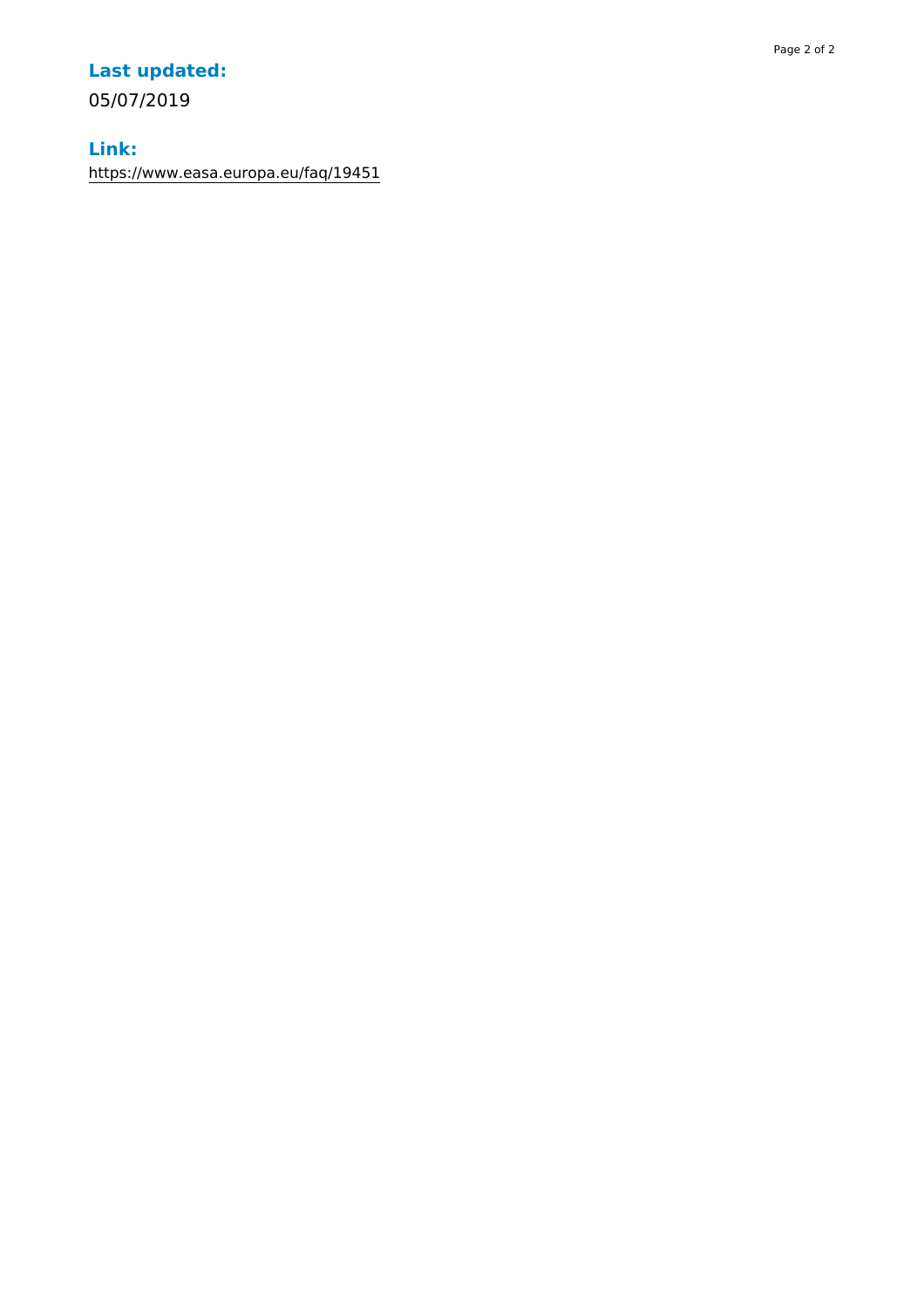### Last updated:

05/07/2019

### Link:

https://www.easa.europa.eu/faq/19451